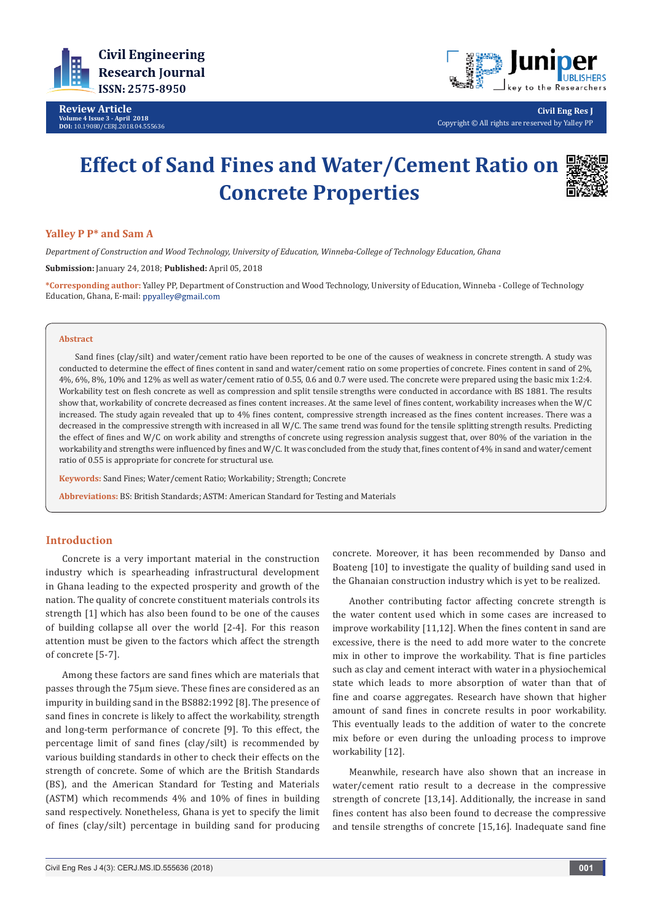Review Article

# Effect of Sand Fines and Water/Cement Ratio on Concrete Properties

**Yalley P P* and Sam A**

*Department of Construction and Wood Technology, University of Education, Winneba-College of Technology Education, Ghana*

**Submission:** January 24, 2018; **Published:** April 05, 2018

***Corresponding author:** Yalley PP, Department of Construction and Wood Technology, University of Education, Winneba - College of Technology Education, Ghana, E-mail: ppyalley@gmail.com

## Abstract

Sand fines (clay/silt) and water/cement ratio have been reported to be one of the causes of weakness in concrete strength. A study was conducted to determine the effect of fines content in sand and water/cement ratio on some properties of concrete. Fines content in sand of 2%, 4%, 6%, 8%, 10% and 12% as well as water/cement ratio of 0.55, 0.6 and 0.7 were used. The concrete were prepared using the basic mix 1:2:4. Workability test on flesh concrete as well as compression and split tensile strengths were conducted in accordance with BS 1881. The results show that, workability of concrete decreased as fines content increases. At the same level of fines content, workability increases when the W/C increased. The study again revealed that up to 4% fines content, compressive strength increased as the fines content increases. There was a decreased in the compressive strength with increased in all W/C. The same trend was found for the tensile splitting strength results. Predicting the effect of fines and W/C on work ability and strengths of concrete using regression analysis suggest that, over 80% of the variation in the workability and strengths were influenced by fines and W/C. It was concluded from the study that, fines content of 4% in sand and water/cement ratio of 0.55 is appropriate for concrete for structural use.

**Keywords:** Sand Fines; Water/cement Ratio; Workability; Strength; Concrete

**Abbreviations:** BS: British Standards; ASTM: American Standard for Testing and Materials

## Introduction

Concrete is a very important material in the construction industry which is spearheading infrastructural development in Ghana leading to the expected prosperity and growth of the nation. The quality of concrete constituent materials controls its strength [1] which has also been found to be one of the causes of building collapse all over the world [2-4]. For this reason attention must be given to the factors which affect the strength of concrete [5-7].

Among these factors are sand fines which are materials that passes through the 75µm sieve. These fines are considered as an impurity in building sand in the BS882:1992 [8]. The presence of sand fines in concrete is likely to affect the workability, strength and long-term performance of concrete [9]. To this effect, the percentage limit of sand fines (clay/silt) is recommended by various building standards in other to check their effects on the strength of concrete. Some of which are the British Standards (BS), and the American Standard for Testing and Materials (ASTM) which recommends 4% and 10% of fines in building sand respectively. Nonetheless, Ghana is yet to specify the limit of fines (clay/silt) percentage in building sand for producing concrete. Moreover, it has been recommended by Danso and Boateng [10] to investigate the quality of building sand used in the Ghanaian construction industry which is yet to be realized.

Another contributing factor affecting concrete strength is the water content used which in some cases are increased to improve workability [11,12]. When the fines content in sand are excessive, there is the need to add more water to the concrete mix in other to improve the workability. That is fine particles such as clay and cement interact with water in a physiochemical state which leads to more absorption of water than that of fine and coarse aggregates. Research have shown that higher amount of sand fines in concrete results in poor workability. This eventually leads to the addition of water to the concrete mix before or even during the unloading process to improve workability [12].

Meanwhile, research have also shown that an increase in water/cement ratio result to a decrease in the compressive strength of concrete [13,14]. Additionally, the increase in sand fines content has also been found to decrease the compressive and tensile strengths of concrete [15,16]. Inadequate sand fine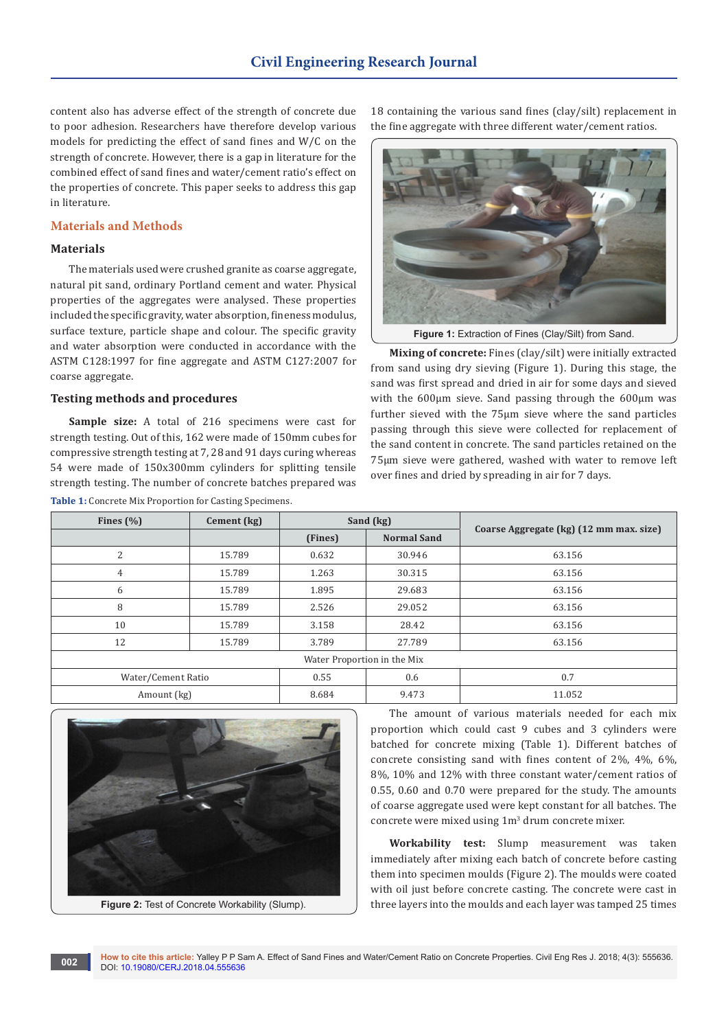content also has adverse effect of the strength of concrete due to poor adhesion. Researchers have therefore develop various models for predicting the effect of sand fines and W/C on the strength of concrete. However, there is a gap in literature for the combined effect of sand fines and water/cement ratio's effect on the properties of concrete. This paper seeks to address this gap in literature.

## Materials and Methods

### Materials

The materials used were crushed granite as coarse aggregate, natural pit sand, ordinary Portland cement and water. Physical properties of the aggregates were analysed. These properties included the specific gravity, water absorption, fineness modulus, surface texture, particle shape and colour. The specific gravity and water absorption were conducted in accordance with the ASTM C128:1997 for fine aggregate and ASTM C127:2007 for coarse aggregate.

### Testing methods and procedures

**Sample size:** A total of 216 specimens were cast for strength testing. Out of this, 162 were made of 150mm cubes for compressive strength testing at 7, 28 and 91 days curing whereas 54 were made of 150x300mm cylinders for splitting tensile strength testing. The number of concrete batches prepared was 18 containing the various sand fines (clay/silt) replacement in the fine aggregate with three different water/cement ratios.

Figure 1: Extraction of Fines (Clay/Silt) from Sand.

**Mixing of concrete:** Fines (clay/silt) were initially extracted from sand using dry sieving (Figure 1). During this stage, the sand was first spread and dried in air for some days and sieved with the 600μm sieve. Sand passing through the 600μm was further sieved with the 75μm sieve where the sand particles passing through this sieve were collected for replacement of the sand content in concrete. The sand particles retained on the 75μm sieve were gathered, washed with water to remove left over fines and dried by spreading in air for 7 days.

Table 1: Concrete Mix Proportion for Casting Specimens.

| Fines (%) | Cement (kg) | Sand (kg) | | Coarse Aggregate (kg) (12 mm max. size) |
|---|---|---|---|---|
| | | (Fines) | Normal Sand | |
| 2 | 15.789 | 0.632 | 30.946 | 63.156 |
| 4 | 15.789 | 1.263 | 30.315 | 63.156 |
| 6 | 15.789 | 1.895 | 29.683 | 63.156 |
| 8 | 15.789 | 2.526 | 29.052 | 63.156 |
| 10 | 15.789 | 3.158 | 28.42 | 63.156 |
| 12 | 15.789 | 3.789 | 27.789 | 63.156 |
| Water Proportion in the Mix | | | | |
| Water/Cement Ratio | | 0.55 | 0.6 | 0.7 |
| Amount (kg) | | 8.684 | 9.473 | 11.052 |

Figure 2: Test of Concrete Workability (Slump).

The amount of various materials needed for each mix proportion which could cast 9 cubes and 3 cylinders were batched for concrete mixing (Table 1). Different batches of concrete consisting sand with fines content of 2%, 4%, 6%, 8%, 10% and 12% with three constant water/cement ratios of 0.55, 0.60 and 0.70 were prepared for the study. The amounts of coarse aggregate used were kept constant for all batches. The concrete were mixed using 1m$^3$ drum concrete mixer.

**Workability test:** Slump measurement was taken immediately after mixing each batch of concrete before casting them into specimen moulds (Figure 2). The moulds were coated with oil just before concrete casting. The concrete were cast in three layers into the moulds and each layer was tamped 25 times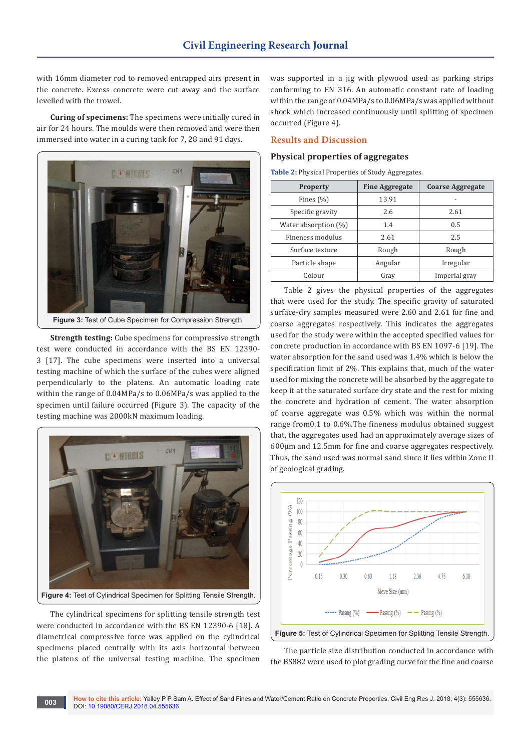with 16mm diameter rod to removed entrapped airs present in the concrete. Excess concrete were cut away and the surface levelled with the trowel.

**Curing of specimens:** The specimens were initially cured in air for 24 hours. The moulds were then removed and were then immersed into water in a curing tank for 7, 28 and 91 days.

Figure 3: Test of Cube Specimen for Compression Strength.

**Strength testing:** Cube specimens for compressive strength test were conducted in accordance with the BS EN 12390-3 [17]. The cube specimens were inserted into a universal testing machine of which the surface of the cubes were aligned perpendicularly to the platens. An automatic loading rate within the range of 0.04MPa/s to 0.06MPa/s was applied to the specimen until failure occurred (Figure 3). The capacity of the testing machine was 2000kN maximum loading.

Figure 4: Test of Cylindrical Specimen for Splitting Tensile Strength.

The cylindrical specimens for splitting tensile strength test were conducted in accordance with the BS EN 12390-6 [18]. A diametrical compressive force was applied on the cylindrical specimens placed centrally with its axis horizontal between the platens of the universal testing machine. The specimen was supported in a jig with plywood used as parking strips conforming to EN 316. An automatic constant rate of loading within the range of 0.04MPa/s to 0.06MPa/s was applied without shock which increased continuously until splitting of specimen occurred (Figure 4).

## Results and Discussion

### Physical properties of aggregates

**Table 2:** Physical Properties of Study Aggregates.

| Property | Fine Aggregate | Coarse Aggregate |
|---|---|---|
| Fines (%) | 13.91 | - |
| Specific gravity | 2.6 | 2.61 |
| Water absorption (%) | 1.4 | 0.5 |
| Fineness modulus | 2.61 | 2.5 |
| Surface texture | Rough | Rough |
| Particle shape | Angular | Irregular |
| Colour | Gray | Imperial gray |

Table 2 gives the physical properties of the aggregates that were used for the study. The specific gravity of saturated surface-dry samples measured were 2.60 and 2.61 for fine and coarse aggregates respectively. This indicates the aggregates used for the study were within the accepted specified values for concrete production in accordance with BS EN 1097-6 [19]. The water absorption for the sand used was 1.4% which is below the specification limit of 2%. This explains that, much of the water used for mixing the concrete will be absorbed by the aggregate to keep it at the saturated surface dry state and the rest for mixing the concrete and hydration of cement. The water absorption of coarse aggregate was 0.5% which was within the normal range from0.1 to 0.6%.The fineness modulus obtained suggest that, the aggregates used had an approximately average sizes of 600µm and 12.5mm for fine and coarse aggregates respectively. Thus, the sand used was normal sand since it lies within Zone II of geological grading.

Figure 5: Test of Cylindrical Specimen for Splitting Tensile Strength.

The particle size distribution conducted in accordance with the BS882 were used to plot grading curve for the fine and coarse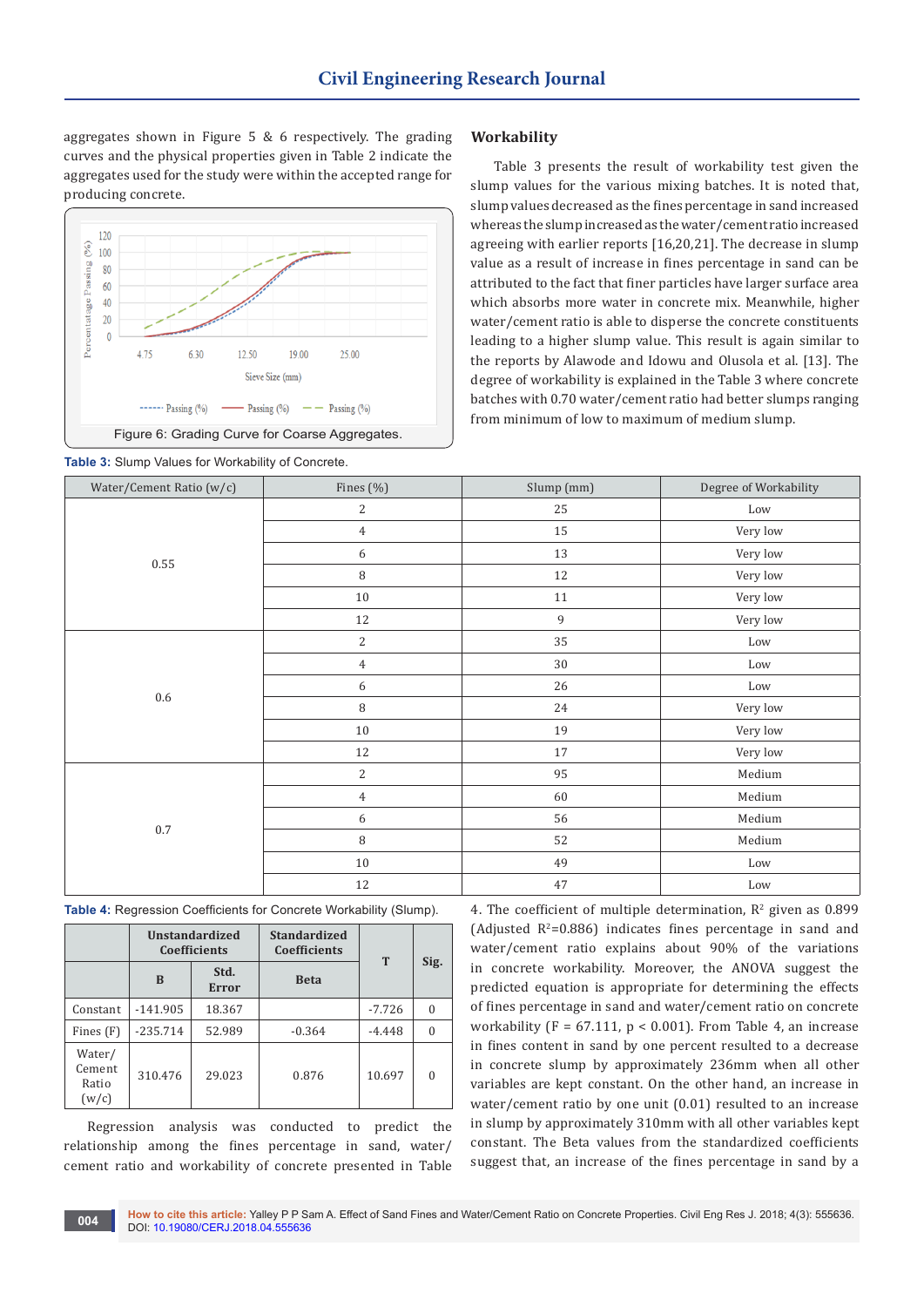aggregates shown in Figure 5 & 6 respectively. The grading curves and the physical properties given in Table 2 indicate the aggregates used for the study were within the accepted range for producing concrete.

Figure 6: Grading Curve for Coarse Aggregates.

## Workability

Table 3 presents the result of workability test given the slump values for the various mixing batches. It is noted that, slump values decreased as the fines percentage in sand increased whereas the slump increased as the water/cement ratio increased agreeing with earlier reports [16,20,21]. The decrease in slump value as a result of increase in fines percentage in sand can be attributed to the fact that finer particles have larger surface area which absorbs more water in concrete mix. Meanwhile, higher water/cement ratio is able to disperse the concrete constituents leading to a higher slump value. This result is again similar to the reports by Alawode and Idowu and Olusola et al. [13]. The degree of workability is explained in the Table 3 where concrete batches with 0.70 water/cement ratio had better slumps ranging from minimum of low to maximum of medium slump.

**Table 3:** Slump Values for Workability of Concrete.

| Water/Cement Ratio (w/c) | Fines (%) | Slump (mm) | Degree of Workability |
|---|---|---|---|
| 0.55 | 2 | 25 | Low |
| | 4 | 15 | Very low |
| | 6 | 13 | Very low |
| | 8 | 12 | Very low |
| | 10 | 11 | Very low |
| | 12 | 9 | Very low |
| 0.6 | 2 | 35 | Low |
| | 4 | 30 | Low |
| | 6 | 26 | Low |
| | 8 | 24 | Very low |
| | 10 | 19 | Very low |
| | 12 | 17 | Very low |
| 0.7 | 2 | 95 | Medium |
| | 4 | 60 | Medium |
| | 6 | 56 | Medium |
| | 8 | 52 | Medium |
| | 10 | 49 | Low |
| | 12 | 47 | Low |

**Table 4:** Regression Coefficients for Concrete Workability (Slump).

| | Unstandardized Coefficients | | Standardized Coefficients | T | Sig. |
|---|---|---|---|---|---|
| | B | Std. Error | Beta | | |
| Constant | -141.905 | 18.367 | | -7.726 | 0 |
| Fines (F) | -235.714 | 52.989 | -0.364 | -4.448 | 0 |
| Water/Cement Ratio (w/c) | 310.476 | 29.023 | 0.876 | 10.697 | 0 |

Regression analysis was conducted to predict the relationship among the fines percentage in sand, water/cement ratio and workability of concrete presented in Table 4. The coefficient of multiple determination, $R^2$ given as 0.899 (Adjusted $R^2$=0.886) indicates fines percentage in sand and water/cement ratio explains about 90% of the variations in concrete workability. Moreover, the ANOVA suggest the predicted equation is appropriate for determining the effects of fines percentage in sand and water/cement ratio on concrete workability ($F = 67.111$, $p < 0.001$). From Table 4, an increase in fines content in sand by one percent resulted to a decrease in concrete slump by approximately 236mm when all other variables are kept constant. On the other hand, an increase in water/cement ratio by one unit (0.01) resulted to an increase in slump by approximately 310mm with all other variables kept constant. The Beta values from the standardized coefficients suggest that, an increase of the fines percentage in sand by a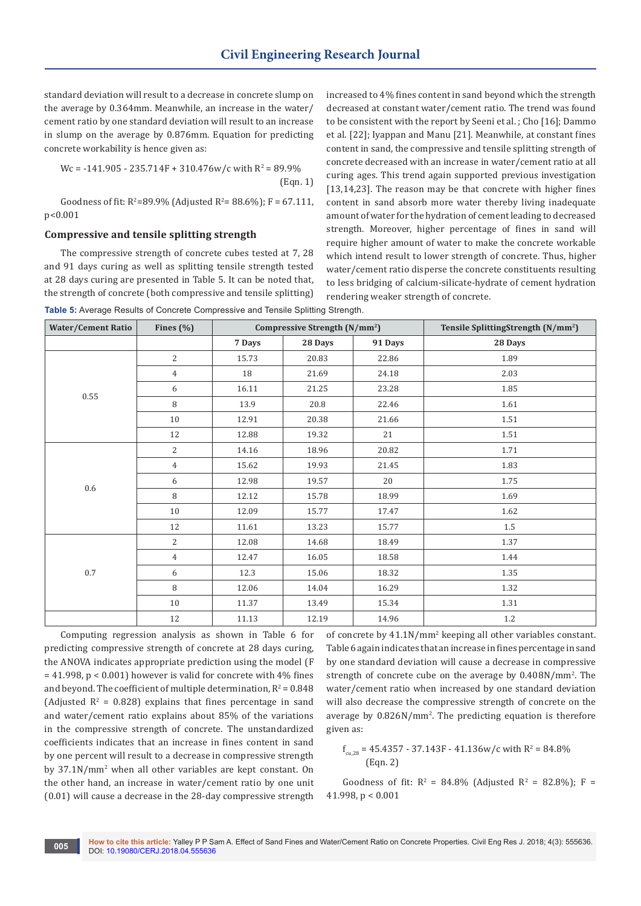standard deviation will result to a decrease in concrete slump on the average by 0.364mm. Meanwhile, an increase in the water/cement ratio by one standard deviation will result to an increase in slump on the average by 0.876mm. Equation for predicting concrete workability is hence given as:

$$Wc = -141.905 - 235.714F + 310.476w/c \text{ with } R^2 = 89.9\% \quad \text{(Eqn. 1)}$$

Goodness of fit: $R^2$=89.9% (Adjusted $R^2$= 88.6%); F = 67.111, $p<0.001$

### Compressive and tensile splitting strength

The compressive strength of concrete cubes tested at 7, 28 and 91 days curing as well as splitting tensile strength tested at 28 days curing are presented in Table 5. It can be noted that, the strength of concrete (both compressive and tensile splitting) increased to 4% fines content in sand beyond which the strength decreased at constant water/cement ratio. The trend was found to be consistent with the report by Seeni et al.; Cho [16]; Dammo et al. [22]; Iyappan and Manu [21]. Meanwhile, at constant fines content in sand, the compressive and tensile splitting strength of concrete decreased with an increase in water/cement ratio at all curing ages. This trend again supported previous investigation [13,14,23]. The reason may be that concrete with higher fines content in sand absorb more water thereby living inadequate amount of water for the hydration of cement leading to decreased strength. Moreover, higher percentage of fines in sand will require higher amount of water to make the concrete workable which intend result to lower strength of concrete. Thus, higher water/cement ratio disperse the concrete constituents resulting to less bridging of calcium-silicate-hydrate of cement hydration rendering weaker strength of concrete.

**Table 5:** Average Results of Concrete Compressive and Tensile Splitting Strength.

| Water/Cement Ratio | Fines (%) | Compressive Strength (N/mm²) | | | Tensile SplittingStrength (N/mm²) |
|---|---|---|---|---|---|
| | | 7 Days | 28 Days | 91 Days | 28 Days |
| 0.55 | 2 | 15.73 | 20.83 | 22.86 | 1.89 |
| | 4 | 18 | 21.69 | 24.18 | 2.03 |
| | 6 | 16.11 | 21.25 | 23.28 | 1.85 |
| | 8 | 13.9 | 20.8 | 22.46 | 1.61 |
| | 10 | 12.91 | 20.38 | 21.66 | 1.51 |
| | 12 | 12.88 | 19.32 | 21 | 1.51 |
| 0.6 | 2 | 14.16 | 18.96 | 20.82 | 1.71 |
| | 4 | 15.62 | 19.93 | 21.45 | 1.83 |
| | 6 | 12.98 | 19.57 | 20 | 1.75 |
| | 8 | 12.12 | 15.78 | 18.99 | 1.69 |
| | 10 | 12.09 | 15.77 | 17.47 | 1.62 |
| | 12 | 11.61 | 13.23 | 15.77 | 1.5 |
| 0.7 | 2 | 12.08 | 14.68 | 18.49 | 1.37 |
| | 4 | 12.47 | 16.05 | 18.58 | 1.44 |
| | 6 | 12.3 | 15.06 | 18.32 | 1.35 |
| | 8 | 12.06 | 14.04 | 16.29 | 1.32 |
| | 10 | 11.37 | 13.49 | 15.34 | 1.31 |
| | 12 | 11.13 | 12.19 | 14.96 | 1.2 |

Computing regression analysis as shown in Table 6 for predicting compressive strength of concrete at 28 days curing, the ANOVA indicates appropriate prediction using the model (F = 41.998, $p < 0.001$) however is valid for concrete with 4% fines and beyond. The coefficient of multiple determination, $R^2$ = 0.848 (Adjusted $R^2$ = 0.828) explains that fines percentage in sand and water/cement ratio explains about 85% of the variations in the compressive strength of concrete. The unstandardized coefficients indicates that an increase in fines content in sand by one percent will result to a decrease in compressive strength by 37.1N/mm² when all other variables are kept constant. On the other hand, an increase in water/cement ratio by one unit (0.01) will cause a decrease in the 28-day compressive strength of concrete by 41.1N/mm² keeping all other variables constant. Table 6 again indicates that an increase in fines percentage in sand by one standard deviation will cause a decrease in compressive strength of concrete cube on the average by 0.408N/mm². The water/cement ratio when increased by one standard deviation will also decrease the compressive strength of concrete on the average by 0.826N/mm². The predicting equation is therefore given as:

$$f_{cu,28} = 45.4357 - 37.143F - 41.136w/c \text{ with } R^2 = 84.8\% \quad \text{(Eqn. 2)}$$

Goodness of fit: $R^2$ = 84.8% (Adjusted $R^2$ = 82.8%); F = 41.998, $p < 0.001$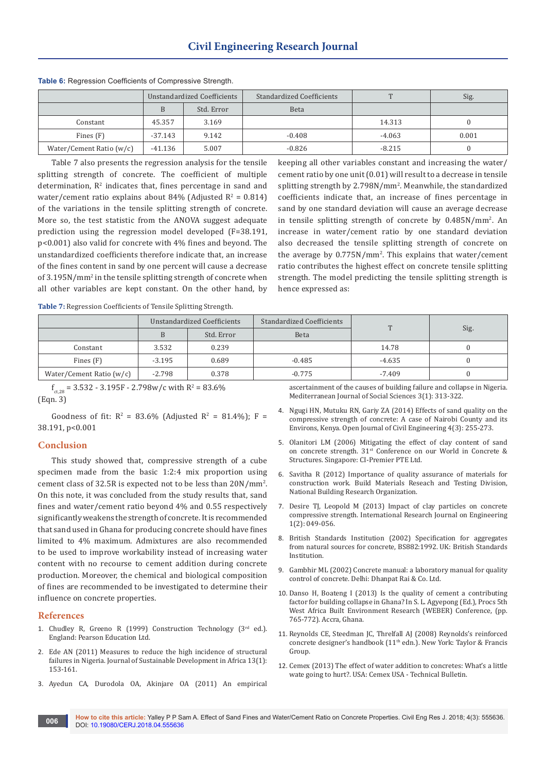**Table 6:** Regression Coefficients of Compressive Strength.

| | Unstandardized Coefficients | | Standardized Coefficients | T | Sig. |
|---|---|---|---|---|---|
| | B | Std. Error | Beta | | |
| Constant | 45.357 | 3.169 | | 14.313 | 0 |
| Fines (F) | -37.143 | 9.142 | -0.408 | -4.063 | 0.001 |
| Water/Cement Ratio (w/c) | -41.136 | 5.007 | -0.826 | -8.215 | 0 |

Table 7 also presents the regression analysis for the tensile splitting strength of concrete. The coefficient of multiple determination, $R^2$ indicates that, fines percentage in sand and water/cement ratio explains about 84% (Adjusted $R^2$ = 0.814) of the variations in the tensile splitting strength of concrete. More so, the test statistic from the ANOVA suggest adequate prediction using the regression model developed (F=38.191, $p<0.001$) also valid for concrete with 4% fines and beyond. The unstandardized coefficients therefore indicate that, an increase of the fines content in sand by one percent will cause a decrease of 3.195N/mm² in the tensile splitting strength of concrete when all other variables are kept constant. On the other hand, by keeping all other variables constant and increasing the water/cement ratio by one unit (0.01) will result to a decrease in tensile splitting strength by 2.798N/mm². Meanwhile, the standardized coefficients indicate that, an increase of fines percentage in sand by one standard deviation will cause an average decrease in tensile splitting strength of concrete by 0.485N/mm². An increase in water/cement ratio by one standard deviation also decreased the tensile splitting strength of concrete on the average by 0.775N/mm². This explains that water/cement ratio contributes the highest effect on concrete tensile splitting strength. The model predicting the tensile splitting strength is hence expressed as:

**Table 7:** Regression Coefficients of Tensile Splitting Strength.

| | Unstandardized Coefficients | | Standardized Coefficients | T | Sig. |
|---|---|---|---|---|---|
| | B | Std. Error | Beta | | |
| Constant | 3.532 | 0.239 | | 14.78 | 0 |
| Fines (F) | -3.195 | 0.689 | -0.485 | -4.635 | 0 |
| Water/Cement Ratio (w/c) | -2.798 | 0.378 | -0.775 | -7.409 | 0 |

$f_{ct,28} = 3.532 - 3.195F - 2.798w/c$ with $R^2 = 83.6\%$

(Eqn. 3)

Goodness of fit: $R^2 = 83.6\%$ (Adjusted $R^2 = 81.4\%$); F = 38.191, $p<0.001$

## Conclusion

This study showed that, compressive strength of a cube specimen made from the basic 1:2:4 mix proportion using cement class of 32.5R is expected not to be less than 20N/mm². On this note, it was concluded from the study results that, sand fines and water/cement ratio beyond 4% and 0.55 respectively significantly weakens the strength of concrete. It is recommended that sand used in Ghana for producing concrete should have fines limited to 4% maximum. Admixtures are also recommended to be used to improve workability instead of increasing water content with no recourse to cement addition during concrete production. Moreover, the chemical and biological composition of fines are recommended to be investigated to determine their influence on concrete properties.

## References

1. Chudley R, Greeno R (1999) Construction Technology (3rd ed.). England: Pearson Education Ltd.
2. Ede AN (2011) Measures to reduce the high incidence of structural failures in Nigeria. Journal of Sustainable Development in Africa 13(1): 153-161.
3. Ayedun CA, Durodola OA, Akinjare OA (2011) An empirical ascertainment of the causes of building failure and collapse in Nigeria. Mediterranean Journal of Social Sciences 3(1): 313-322.
4. Ngugi HN, Mutuku RN, Gariy ZA (2014) Effects of sand quality on the compressive strength of concrete: A case of Nairobi County and its Environs, Kenya. Open Journal of Civil Engineering 4(3): 255-273.
5. Olanitori LM (2006) Mitigating the effect of clay content of sand on concrete strength. 31st Conference on our World in Concrete & Structures. Singapore: CI-Premier PTE Ltd.
6. Savitha R (2012) Importance of quality assurance of materials for construction work. Build Materials Reseach and Testing Division, National Building Research Organization.
7. Desire TJ, Leopold M (2013) Impact of clay particles on concrete compressive strength. International Research Journal on Engineering 1(2): 049-056.
8. British Standards Institution (2002) Specification for aggregates from natural sources for concrete, BS882:1992. UK: British Standards Institution.
9. Gambhir ML (2002) Concrete manual: a laboratory manual for quality control of concrete. Delhi: Dhanpat Rai & Co. Ltd.
10. Danso H, Boateng I (2013) Is the quality of cement a contributing factor for building collapse in Ghana? In S. L. Agyepong (Ed.), Procs 5th West Africa Built Environment Research (WEBER) Conference, (pp. 765-772). Accra, Ghana.
11. Reynolds CE, Steedman JC, Threlfall AJ (2008) Reynolds's reinforced concrete designer's handbook (11th edn.). New York: Taylor & Francis Group.
12. Cemex (2013) The effect of water addition to concretes: What's a little wate going to hurt?. USA: Cemex USA - Technical Bulletin.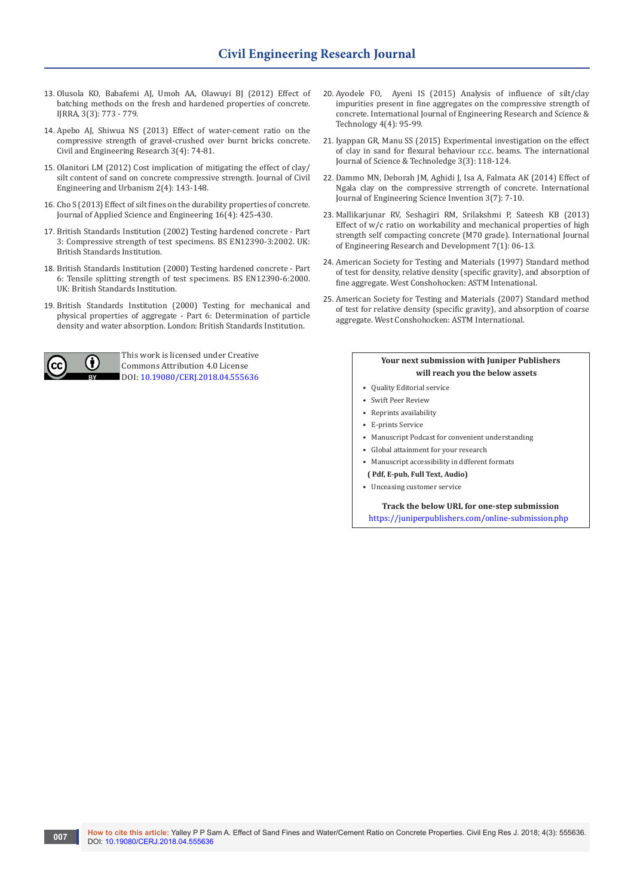13. Olusola KO, Babafemi AJ, Umoh AA, Olawuyi BJ (2012) Effect of batching methods on the fresh and hardened properties of concrete. IJRRA, 3(3): 773 - 779.

14. Apebo AJ, Shiwua NS (2013) Effect of water-cement ratio on the compressive strength of gravel-crushed over burnt bricks concrete. Civil and Engineering Research 3(4): 74-81.

15. Olanitori LM (2012) Cost implication of mitigating the effect of clay/silt content of sand on concrete compressive strength. Journal of Civil Engineering and Urbanism 2(4): 143-148.

16. Cho S (2013) Effect of silt fines on the durability properties of concrete. Journal of Applied Science and Engineering 16(4): 425-430.

17. British Standards Institution (2002) Testing hardened concrete - Part 3: Compressive strength of test specimens. BS EN12390-3:2002. UK: British Standards Institution.

18. British Standards Institution (2000) Testing hardened concrete - Part 6: Tensile splitting strength of test specimens. BS EN12390-6:2000. UK: British Standards Institution.

19. British Standards Institution (2000) Testing for mechanical and physical properties of aggregate - Part 6: Determination of particle density and water absorption. London: British Standards Institution.

20. Ayodele FO, Ayeni IS (2015) Analysis of influence of silt/clay impurities present in fine aggregates on the compressive strength of concrete. International Journal of Engineering Research and Science & Technology 4(4): 95-99.

21. Iyappan GR, Manu SS (2015) Experimental investigation on the effect of clay in sand for flexural behaviour r.c.c. beams. The international Journal of Science & Technoledge 3(3): 118-124.

22. Dammo MN, Deborah JM, Aghidi J, Isa A, Falmata AK (2014) Effect of Ngala clay on the compressive strrength of concrete. International Journal of Engineering Science Invention 3(7): 7-10.

23. Mallikarjunar RV, Seshagiri RM, Srilakshmi P, Sateesh KB (2013) Effect of w/c ratio on workability and mechanical properties of high strength self compacting concrete (M70 grade). International Journal of Engineering Research and Development 7(1): 06-13.

24. American Society for Testing and Materials (1997) Standard method of test for density, relative density (specific gravity), and absorption of fine aggregate. West Conshohocken: ASTM Intenational.

25. American Society for Testing and Materials (2007) Standard method of test for relative density (specific gravity), and absorption of coarse aggregate. West Conshohocken: ASTM International.

This work is licensed under Creative Commons Attribution 4.0 License
DOI: 10.19080/CERJ.2018.04.555636

**Your next submission with Juniper Publishers will reach you the below assets**

- Quality Editorial service
- Swift Peer Review
- Reprints availability
- E-prints Service
- Manuscript Podcast for convenient understanding
- Global attainment for your research
- Manuscript accessibility in different formats

**( Pdf, E-pub, Full Text, Audio)**

- Unceasing customer service

**Track the below URL for one-step submission**
https://juniperpublishers.com/online-submission.php

**How to cite this article:** Yalley P P Sam A. Effect of Sand Fines and Water/Cement Ratio on Concrete Properties. Civil Eng Res J. 2018; 4(3): 555636. DOI: 10.19080/CERJ.2018.04.555636